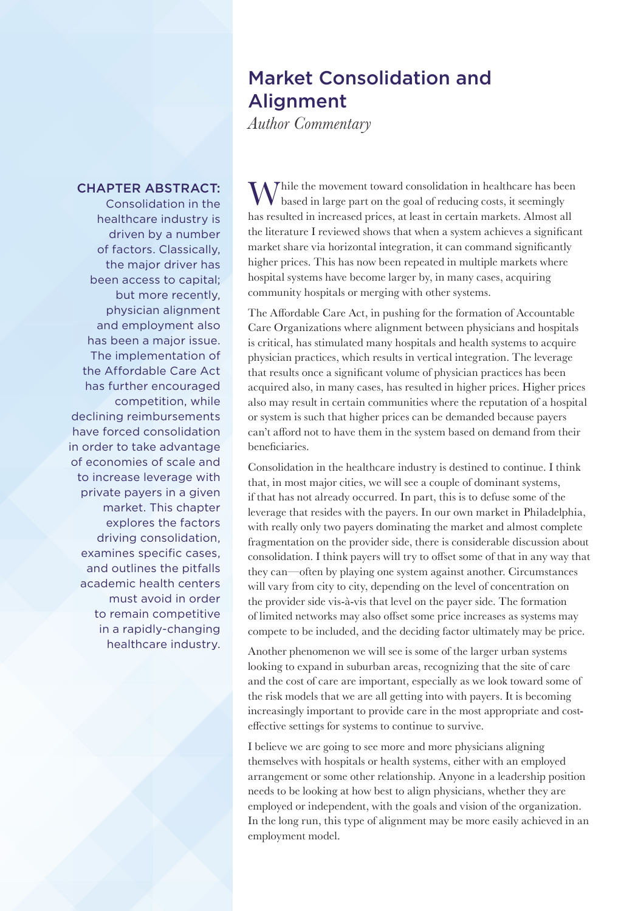# Market Consolidation and Alignment

*Author Commentary*

**CHAPTER ABSTRACT:** Consolidation in the healthcare industry is driven by a number of factors. Classically, the major driver has been access to capital; but more recently, physician alignment and employment also has been a major issue. The implementation of the Affordable Care Act has further encouraged competition, while declining reimbursements have forced consolidation in order to take advantage of economies of scale and to increase leverage with private payers in a given market. This chapter explores the factors driving consolidation, examines specific cases, and outlines the pitfalls academic health centers must avoid in order to remain competitive in a rapidly-changing healthcare industry.

While the movement toward consolidation in healthcare has been based in large part on the goal of reducing costs, it seemingly has resulted in increased prices, at least in certain markets. Almost all the literature I reviewed shows that when a system achieves a significant market share via horizontal integration, it can command significantly higher prices. This has now been repeated in multiple markets where hospital systems have become larger by, in many cases, acquiring community hospitals or merging with other systems.

The Affordable Care Act, in pushing for the formation of Accountable Care Organizations where alignment between physicians and hospitals is critical, has stimulated many hospitals and health systems to acquire physician practices, which results in vertical integration. The leverage that results once a significant volume of physician practices has been acquired also, in many cases, has resulted in higher prices. Higher prices also may result in certain communities where the reputation of a hospital or system is such that higher prices can be demanded because payers can't afford not to have them in the system based on demand from their beneficiaries.

Consolidation in the healthcare industry is destined to continue. I think that, in most major cities, we will see a couple of dominant systems, if that has not already occurred. In part, this is to defuse some of the leverage that resides with the payers. In our own market in Philadelphia, with really only two payers dominating the market and almost complete fragmentation on the provider side, there is considerable discussion about consolidation. I think payers will try to offset some of that in any way that they can—often by playing one system against another. Circumstances will vary from city to city, depending on the level of concentration on the provider side vis-à-vis that level on the payer side. The formation of limited networks may also offset some price increases as systems may compete to be included, and the deciding factor ultimately may be price.

Another phenomenon we will see is some of the larger urban systems looking to expand in suburban areas, recognizing that the site of care and the cost of care are important, especially as we look toward some of the risk models that we are all getting into with payers. It is becoming increasingly important to provide care in the most appropriate and cost-effective settings for systems to continue to survive.

I believe we are going to see more and more physicians aligning themselves with hospitals or health systems, either with an employed arrangement or some other relationship. Anyone in a leadership position needs to be looking at how best to align physicians, whether they are employed or independent, with the goals and vision of the organization. In the long run, this type of alignment may be more easily achieved in an employment model.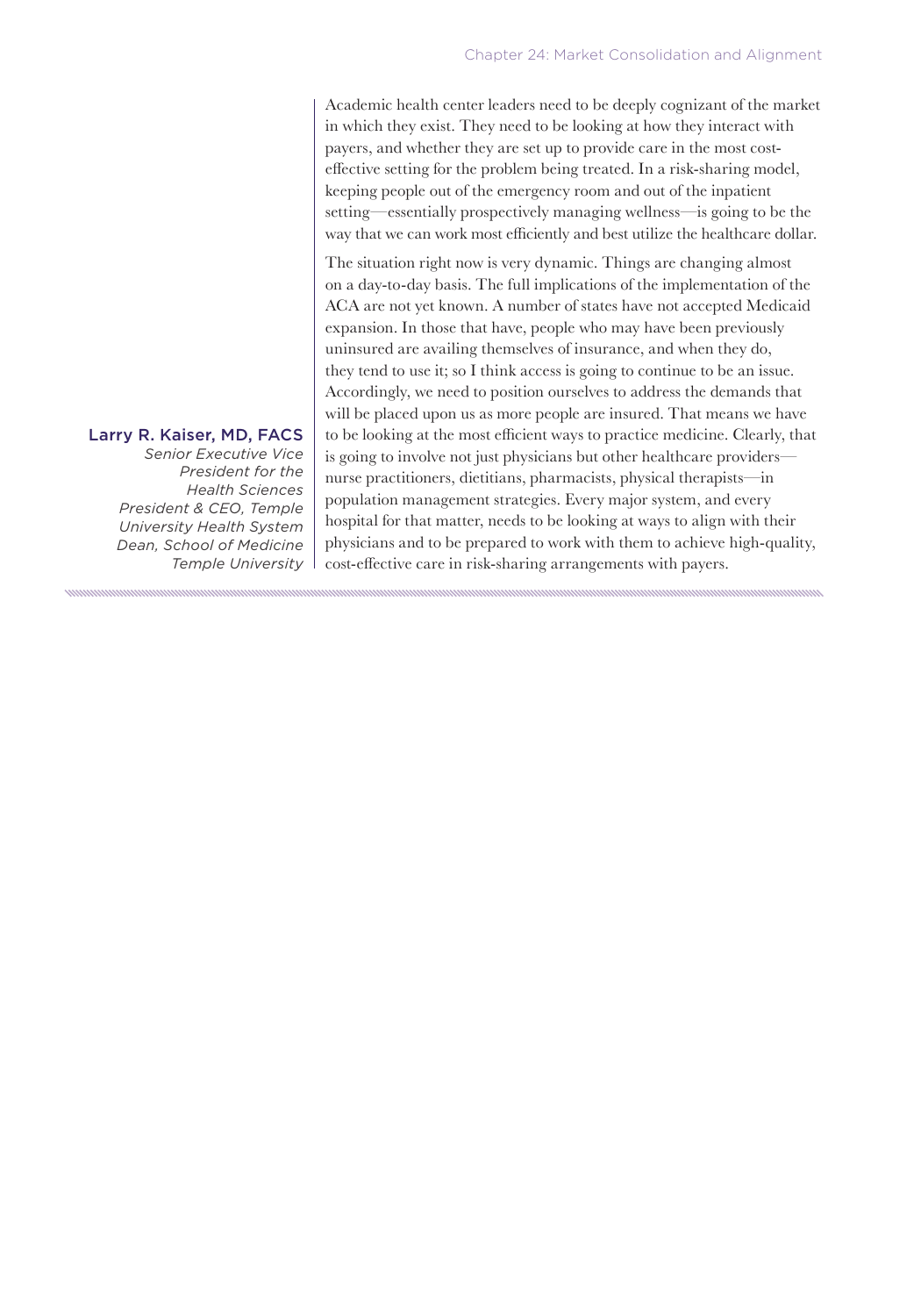Academic health center leaders need to be deeply cognizant of the market in which they exist. They need to be looking at how they interact with payers, and whether they are set up to provide care in the most cost-effective setting for the problem being treated. In a risk-sharing model, keeping people out of the emergency room and out of the inpatient setting—essentially prospectively managing wellness—is going to be the way that we can work most efficiently and best utilize the healthcare dollar.

The situation right now is very dynamic. Things are changing almost on a day-to-day basis. The full implications of the implementation of the ACA are not yet known. A number of states have not accepted Medicaid expansion. In those that have, people who may have been previously uninsured are availing themselves of insurance, and when they do, they tend to use it; so I think access is going to continue to be an issue. Accordingly, we need to position ourselves to address the demands that will be placed upon us as more people are insured. That means we have to be looking at the most efficient ways to practice medicine. Clearly, that is going to involve not just physicians but other healthcare providers—nurse practitioners, dietitians, pharmacists, physical therapists—in population management strategies. Every major system, and every hospital for that matter, needs to be looking at ways to align with their physicians and to be prepared to work with them to achieve high-quality, cost-effective care in risk-sharing arrangements with payers.

**Larry R. Kaiser, MD, FACS**
*Senior Executive Vice President for the Health Sciences*
*President & CEO, Temple University Health System*
*Dean, School of Medicine*
*Temple University*